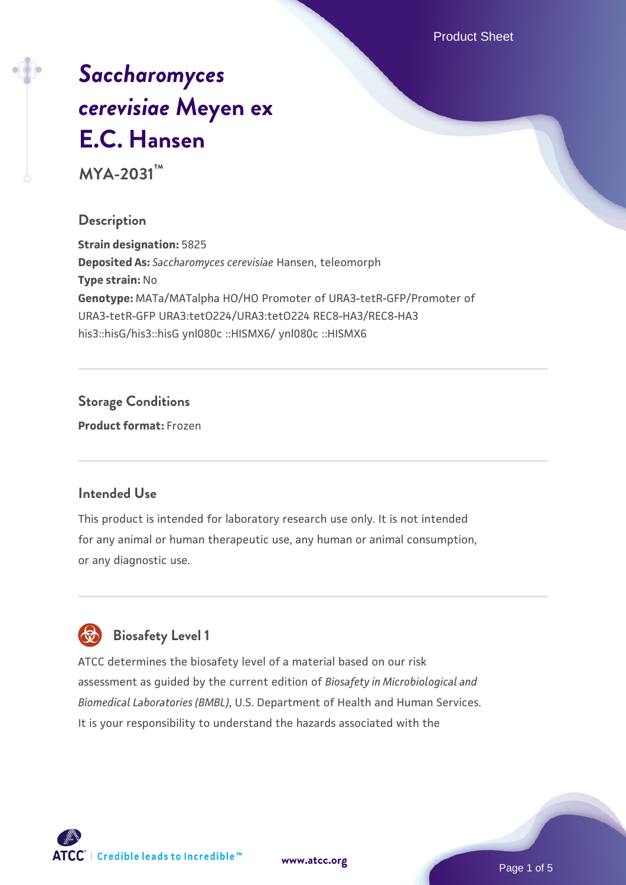# *Saccharomyces cerevisiae* Meyen ex E.C. Hansen

**MYA-2031™**

## Description

**Strain designation:** 5825
**Deposited As:** *Saccharomyces cerevisiae* Hansen, teleomorph
**Type strain:** No
**Genotype:** MATa/MATalpha HO/HO Promoter of URA3-tetR-GFP/Promoter of URA3-tetR-GFP URA3:tetO224/URA3:tetO224 REC8-HA3/REC8-HA3 his3::hisG/his3::hisG ynl080c ::HISMX6/ ynl080c ::HISMX6

## Storage Conditions

**Product format:** Frozen

## Intended Use

This product is intended for laboratory research use only. It is not intended for any animal or human therapeutic use, any human or animal consumption, or any diagnostic use.

## Biosafety Level 1

ATCC determines the biosafety level of a material based on our risk assessment as guided by the current edition of *Biosafety in Microbiological and Biomedical Laboratories (BMBL)*, U.S. Department of Health and Human Services. It is your responsibility to understand the hazards associated with the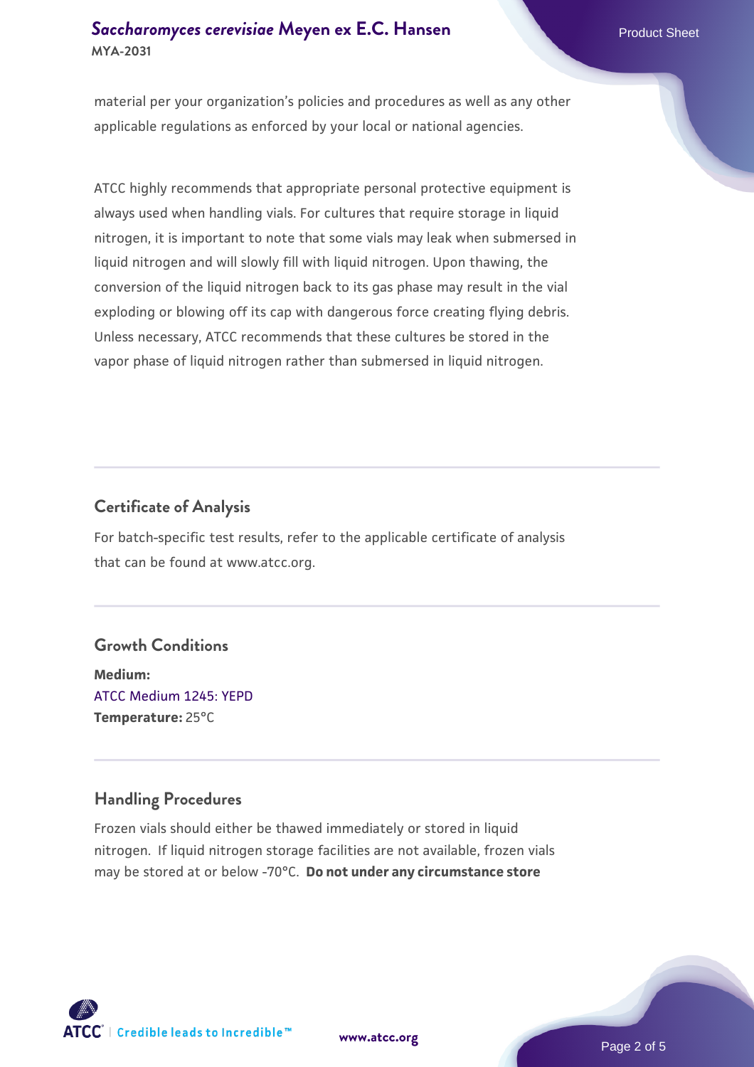material per your organization's policies and procedures as well as any other applicable regulations as enforced by your local or national agencies.

ATCC highly recommends that appropriate personal protective equipment is always used when handling vials. For cultures that require storage in liquid nitrogen, it is important to note that some vials may leak when submersed in liquid nitrogen and will slowly fill with liquid nitrogen. Upon thawing, the conversion of the liquid nitrogen back to its gas phase may result in the vial exploding or blowing off its cap with dangerous force creating flying debris. Unless necessary, ATCC recommends that these cultures be stored in the vapor phase of liquid nitrogen rather than submersed in liquid nitrogen.

## Certificate of Analysis

For batch-specific test results, refer to the applicable certificate of analysis that can be found at www.atcc.org.

## Growth Conditions

**Medium:**
ATCC Medium 1245: YEPD
**Temperature:** 25°C

## Handling Procedures

Frozen vials should either be thawed immediately or stored in liquid nitrogen. If liquid nitrogen storage facilities are not available, frozen vials may be stored at or below -70°C. **Do not under any circumstance store**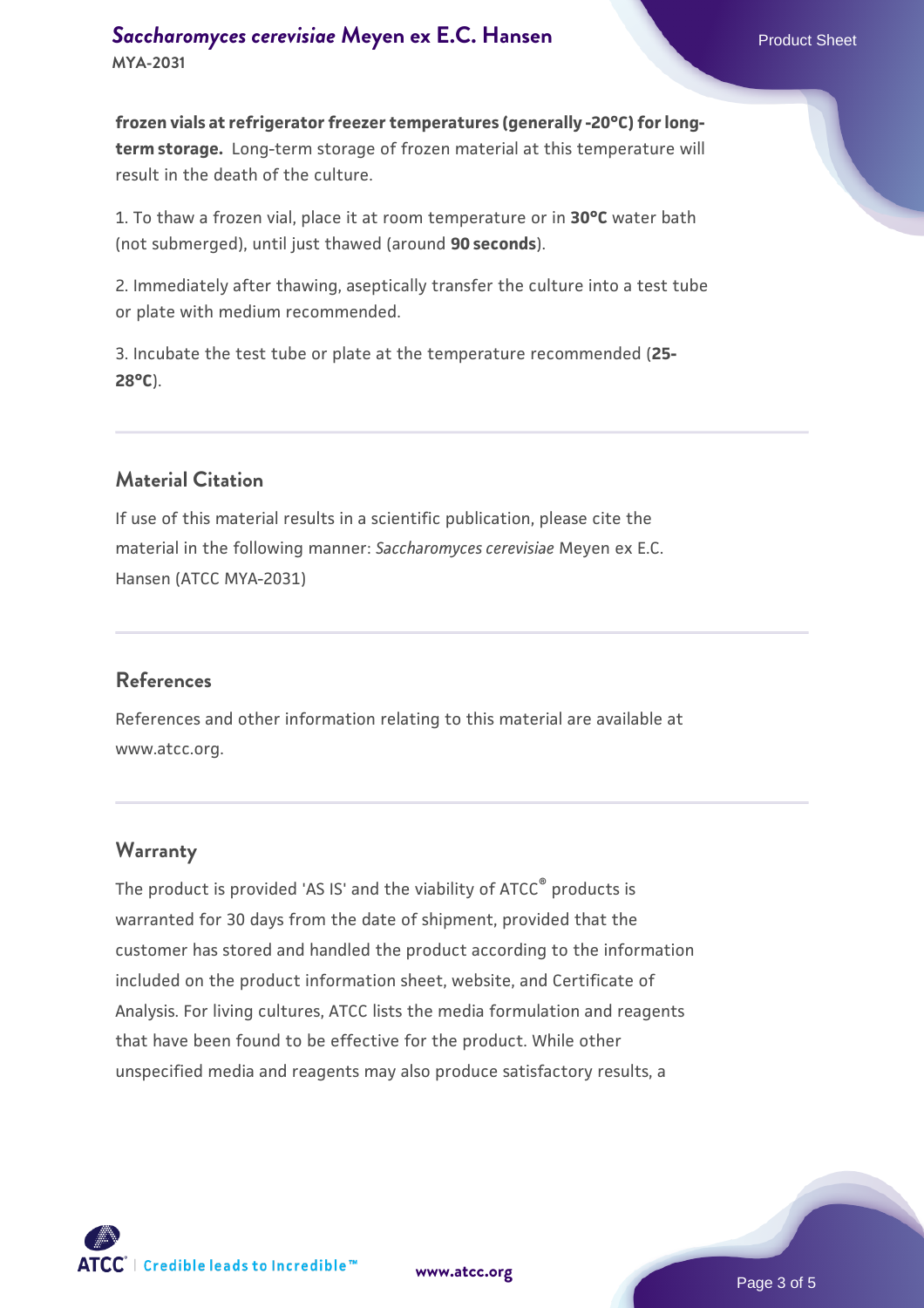**frozen vials at refrigerator freezer temperatures (generally -20°C) for long-term storage.** Long-term storage of frozen material at this temperature will result in the death of the culture.

1. To thaw a frozen vial, place it at room temperature or in **30°C** water bath (not submerged), until just thawed (around **90 seconds**).

2. Immediately after thawing, aseptically transfer the culture into a test tube or plate with medium recommended.

3. Incubate the test tube or plate at the temperature recommended (**25-28°C**).

## Material Citation

If use of this material results in a scientific publication, please cite the material in the following manner: *Saccharomyces cerevisiae* Meyen ex E.C. Hansen (ATCC MYA-2031)

## References

References and other information relating to this material are available at www.atcc.org.

## Warranty

The product is provided 'AS IS' and the viability of ATCC® products is warranted for 30 days from the date of shipment, provided that the customer has stored and handled the product according to the information included on the product information sheet, website, and Certificate of Analysis. For living cultures, ATCC lists the media formulation and reagents that have been found to be effective for the product. While other unspecified media and reagents may also produce satisfactory results, a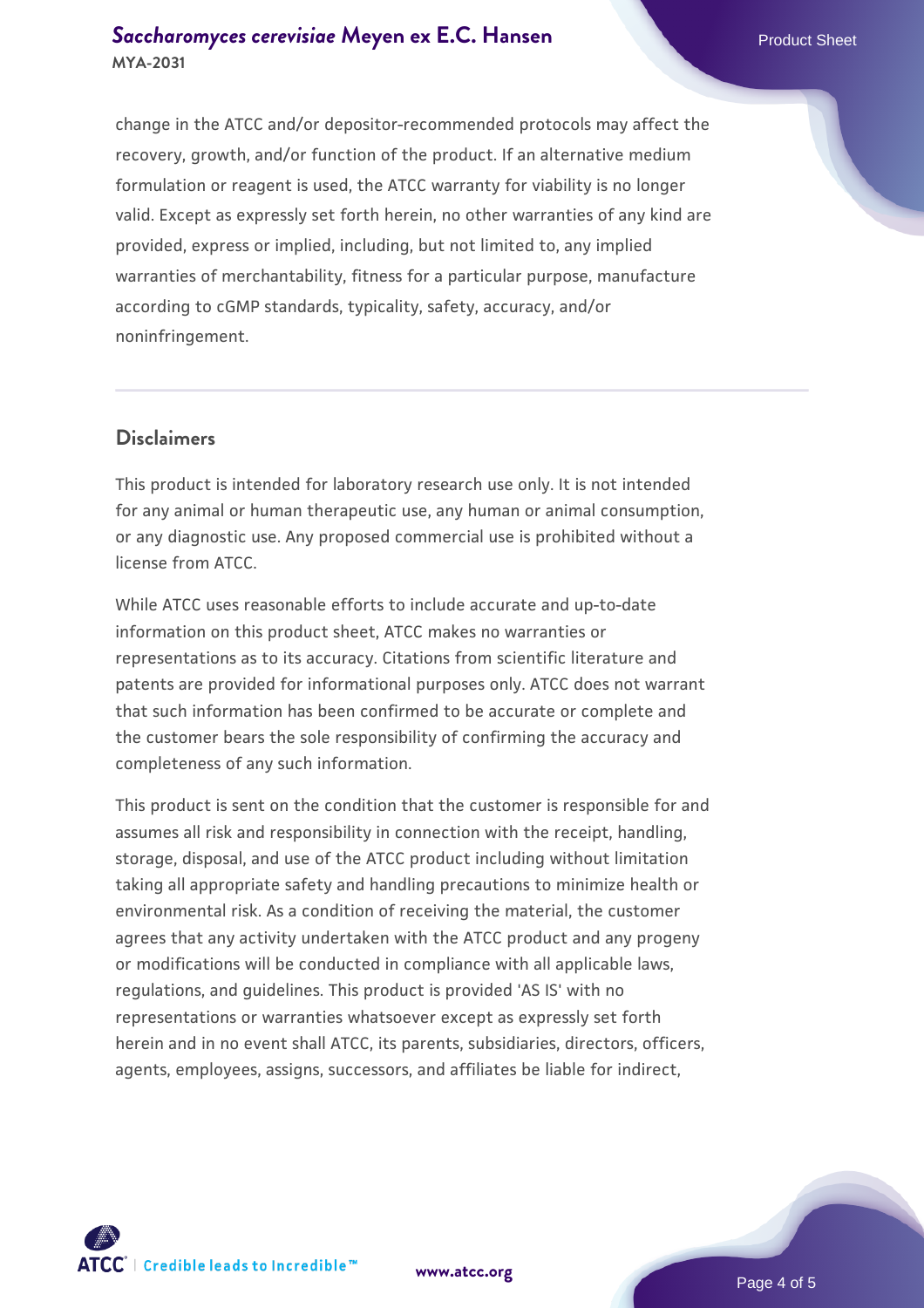change in the ATCC and/or depositor-recommended protocols may affect the recovery, growth, and/or function of the product. If an alternative medium formulation or reagent is used, the ATCC warranty for viability is no longer valid. Except as expressly set forth herein, no other warranties of any kind are provided, express or implied, including, but not limited to, any implied warranties of merchantability, fitness for a particular purpose, manufacture according to cGMP standards, typicality, safety, accuracy, and/or noninfringement.

## Disclaimers

This product is intended for laboratory research use only. It is not intended for any animal or human therapeutic use, any human or animal consumption, or any diagnostic use. Any proposed commercial use is prohibited without a license from ATCC.

While ATCC uses reasonable efforts to include accurate and up-to-date information on this product sheet, ATCC makes no warranties or representations as to its accuracy. Citations from scientific literature and patents are provided for informational purposes only. ATCC does not warrant that such information has been confirmed to be accurate or complete and the customer bears the sole responsibility of confirming the accuracy and completeness of any such information.

This product is sent on the condition that the customer is responsible for and assumes all risk and responsibility in connection with the receipt, handling, storage, disposal, and use of the ATCC product including without limitation taking all appropriate safety and handling precautions to minimize health or environmental risk. As a condition of receiving the material, the customer agrees that any activity undertaken with the ATCC product and any progeny or modifications will be conducted in compliance with all applicable laws, regulations, and guidelines. This product is provided 'AS IS' with no representations or warranties whatsoever except as expressly set forth herein and in no event shall ATCC, its parents, subsidiaries, directors, officers, agents, employees, assigns, successors, and affiliates be liable for indirect,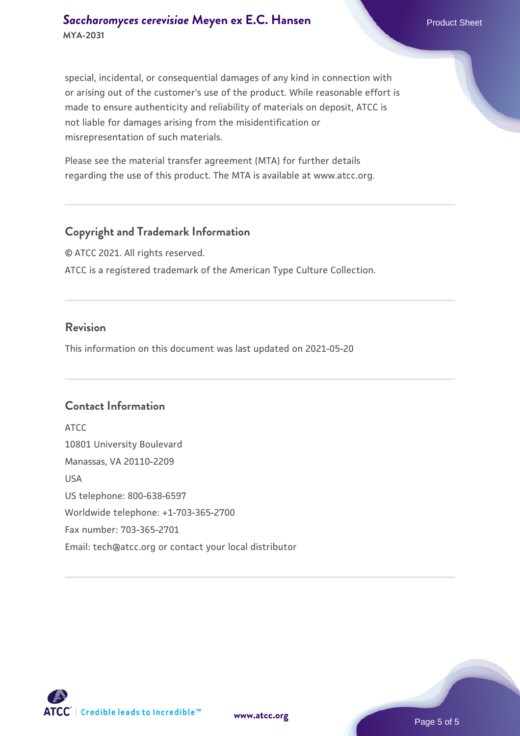special, incidental, or consequential damages of any kind in connection with or arising out of the customer's use of the product. While reasonable effort is made to ensure authenticity and reliability of materials on deposit, ATCC is not liable for damages arising from the misidentification or misrepresentation of such materials.

Please see the material transfer agreement (MTA) for further details regarding the use of this product. The MTA is available at www.atcc.org.

## Copyright and Trademark Information

© ATCC 2021. All rights reserved.

ATCC is a registered trademark of the American Type Culture Collection.

## Revision

This information on this document was last updated on 2021-05-20

## Contact Information

ATCC
10801 University Boulevard
Manassas, VA 20110-2209
USA
US telephone: 800-638-6597
Worldwide telephone: +1-703-365-2700
Fax number: 703-365-2701
Email: tech@atcc.org or contact your local distributor